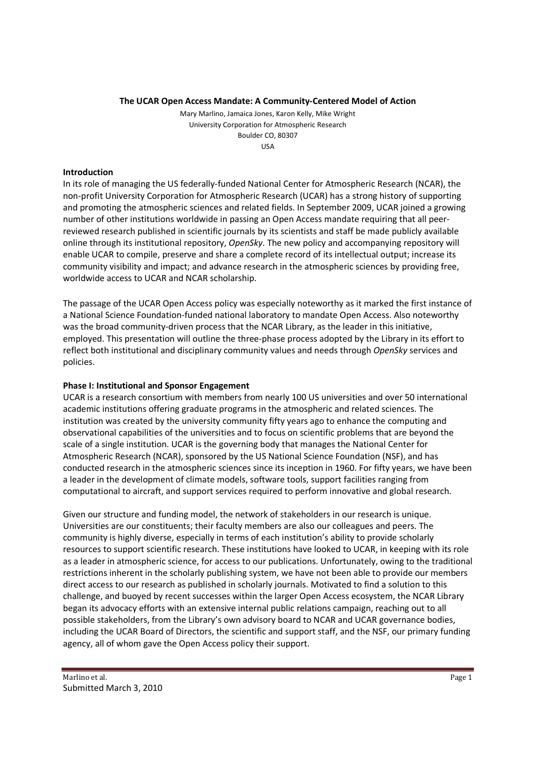# The UCAR Open Access Mandate: A Community-Centered Model of Action

Mary Marlino, Jamaica Jones, Karon Kelly, Mike Wright
University Corporation for Atmospheric Research
Boulder CO, 80307
USA

## Introduction

In its role of managing the US federally-funded National Center for Atmospheric Research (NCAR), the non-profit University Corporation for Atmospheric Research (UCAR) has a strong history of supporting and promoting the atmospheric sciences and related fields. In September 2009, UCAR joined a growing number of other institutions worldwide in passing an Open Access mandate requiring that all peer-reviewed research published in scientific journals by its scientists and staff be made publicly available online through its institutional repository, *OpenSky*. The new policy and accompanying repository will enable UCAR to compile, preserve and share a complete record of its intellectual output; increase its community visibility and impact; and advance research in the atmospheric sciences by providing free, worldwide access to UCAR and NCAR scholarship.

The passage of the UCAR Open Access policy was especially noteworthy as it marked the first instance of a National Science Foundation-funded national laboratory to mandate Open Access. Also noteworthy was the broad community-driven process that the NCAR Library, as the leader in this initiative, employed. This presentation will outline the three-phase process adopted by the Library in its effort to reflect both institutional and disciplinary community values and needs through *OpenSky* services and policies.

## Phase I: Institutional and Sponsor Engagement

UCAR is a research consortium with members from nearly 100 US universities and over 50 international academic institutions offering graduate programs in the atmospheric and related sciences. The institution was created by the university community fifty years ago to enhance the computing and observational capabilities of the universities and to focus on scientific problems that are beyond the scale of a single institution. UCAR is the governing body that manages the National Center for Atmospheric Research (NCAR), sponsored by the US National Science Foundation (NSF), and has conducted research in the atmospheric sciences since its inception in 1960. For fifty years, we have been a leader in the development of climate models, software tools, support facilities ranging from computational to aircraft, and support services required to perform innovative and global research.

Given our structure and funding model, the network of stakeholders in our research is unique. Universities are our constituents; their faculty members are also our colleagues and peers. The community is highly diverse, especially in terms of each institution's ability to provide scholarly resources to support scientific research. These institutions have looked to UCAR, in keeping with its role as a leader in atmospheric science, for access to our publications. Unfortunately, owing to the traditional restrictions inherent in the scholarly publishing system, we have not been able to provide our members direct access to our research as published in scholarly journals. Motivated to find a solution to this challenge, and buoyed by recent successes within the larger Open Access ecosystem, the NCAR Library began its advocacy efforts with an extensive internal public relations campaign, reaching out to all possible stakeholders, from the Library's own advisory board to NCAR and UCAR governance bodies, including the UCAR Board of Directors, the scientific and support staff, and the NSF, our primary funding agency, all of whom gave the Open Access policy their support.

Submitted March 3, 2010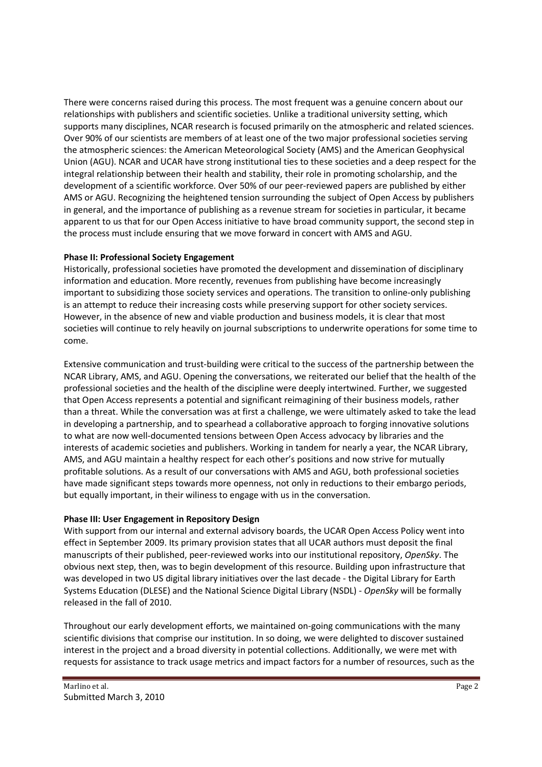There were concerns raised during this process. The most frequent was a genuine concern about our relationships with publishers and scientific societies. Unlike a traditional university setting, which supports many disciplines, NCAR research is focused primarily on the atmospheric and related sciences. Over 90% of our scientists are members of at least one of the two major professional societies serving the atmospheric sciences: the American Meteorological Society (AMS) and the American Geophysical Union (AGU). NCAR and UCAR have strong institutional ties to these societies and a deep respect for the integral relationship between their health and stability, their role in promoting scholarship, and the development of a scientific workforce. Over 50% of our peer-reviewed papers are published by either AMS or AGU. Recognizing the heightened tension surrounding the subject of Open Access by publishers in general, and the importance of publishing as a revenue stream for societies in particular, it became apparent to us that for our Open Access initiative to have broad community support, the second step in the process must include ensuring that we move forward in concert with AMS and AGU.

**Phase II: Professional Society Engagement**

Historically, professional societies have promoted the development and dissemination of disciplinary information and education. More recently, revenues from publishing have become increasingly important to subsidizing those society services and operations. The transition to online-only publishing is an attempt to reduce their increasing costs while preserving support for other society services. However, in the absence of new and viable production and business models, it is clear that most societies will continue to rely heavily on journal subscriptions to underwrite operations for some time to come.

Extensive communication and trust-building were critical to the success of the partnership between the NCAR Library, AMS, and AGU. Opening the conversations, we reiterated our belief that the health of the professional societies and the health of the discipline were deeply intertwined. Further, we suggested that Open Access represents a potential and significant reimagining of their business models, rather than a threat. While the conversation was at first a challenge, we were ultimately asked to take the lead in developing a partnership, and to spearhead a collaborative approach to forging innovative solutions to what are now well-documented tensions between Open Access advocacy by libraries and the interests of academic societies and publishers. Working in tandem for nearly a year, the NCAR Library, AMS, and AGU maintain a healthy respect for each other's positions and now strive for mutually profitable solutions. As a result of our conversations with AMS and AGU, both professional societies have made significant steps towards more openness, not only in reductions to their embargo periods, but equally important, in their wiliness to engage with us in the conversation.

**Phase III: User Engagement in Repository Design**

With support from our internal and external advisory boards, the UCAR Open Access Policy went into effect in September 2009. Its primary provision states that all UCAR authors must deposit the final manuscripts of their published, peer-reviewed works into our institutional repository, *OpenSky*. The obvious next step, then, was to begin development of this resource. Building upon infrastructure that was developed in two US digital library initiatives over the last decade - the Digital Library for Earth Systems Education (DLESE) and the National Science Digital Library (NSDL) - *OpenSky* will be formally released in the fall of 2010.

Throughout our early development efforts, we maintained on-going communications with the many scientific divisions that comprise our institution. In so doing, we were delighted to discover sustained interest in the project and a broad diversity in potential collections. Additionally, we were met with requests for assistance to track usage metrics and impact factors for a number of resources, such as the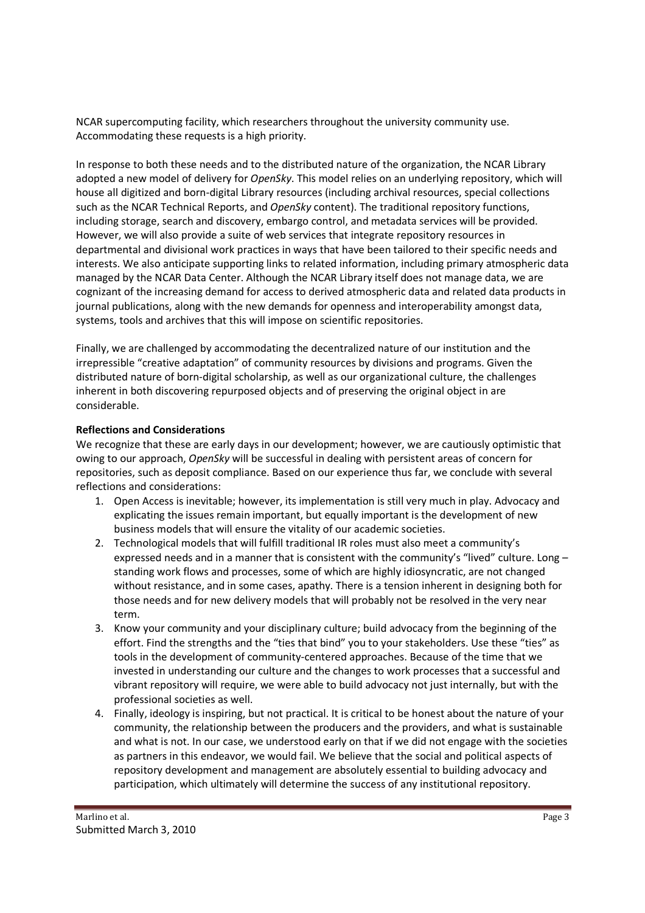NCAR supercomputing facility, which researchers throughout the university community use. Accommodating these requests is a high priority.

In response to both these needs and to the distributed nature of the organization, the NCAR Library adopted a new model of delivery for *OpenSky*. This model relies on an underlying repository, which will house all digitized and born-digital Library resources (including archival resources, special collections such as the NCAR Technical Reports, and *OpenSky* content). The traditional repository functions, including storage, search and discovery, embargo control, and metadata services will be provided. However, we will also provide a suite of web services that integrate repository resources in departmental and divisional work practices in ways that have been tailored to their specific needs and interests. We also anticipate supporting links to related information, including primary atmospheric data managed by the NCAR Data Center. Although the NCAR Library itself does not manage data, we are cognizant of the increasing demand for access to derived atmospheric data and related data products in journal publications, along with the new demands for openness and interoperability amongst data, systems, tools and archives that this will impose on scientific repositories.

Finally, we are challenged by accommodating the decentralized nature of our institution and the irrepressible "creative adaptation" of community resources by divisions and programs. Given the distributed nature of born-digital scholarship, as well as our organizational culture, the challenges inherent in both discovering repurposed objects and of preserving the original object in are considerable.

**Reflections and Considerations**

We recognize that these are early days in our development; however, we are cautiously optimistic that owing to our approach, *OpenSky* will be successful in dealing with persistent areas of concern for repositories, such as deposit compliance. Based on our experience thus far, we conclude with several reflections and considerations:

1. Open Access is inevitable; however, its implementation is still very much in play. Advocacy and explicating the issues remain important, but equally important is the development of new business models that will ensure the vitality of our academic societies.
2. Technological models that will fulfill traditional IR roles must also meet a community's expressed needs and in a manner that is consistent with the community's "lived" culture. Long – standing work flows and processes, some of which are highly idiosyncratic, are not changed without resistance, and in some cases, apathy. There is a tension inherent in designing both for those needs and for new delivery models that will probably not be resolved in the very near term.
3. Know your community and your disciplinary culture; build advocacy from the beginning of the effort. Find the strengths and the "ties that bind" you to your stakeholders. Use these "ties" as tools in the development of community-centered approaches. Because of the time that we invested in understanding our culture and the changes to work processes that a successful and vibrant repository will require, we were able to build advocacy not just internally, but with the professional societies as well.
4. Finally, ideology is inspiring, but not practical. It is critical to be honest about the nature of your community, the relationship between the producers and the providers, and what is sustainable and what is not. In our case, we understood early on that if we did not engage with the societies as partners in this endeavor, we would fail. We believe that the social and political aspects of repository development and management are absolutely essential to building advocacy and participation, which ultimately will determine the success of any institutional repository.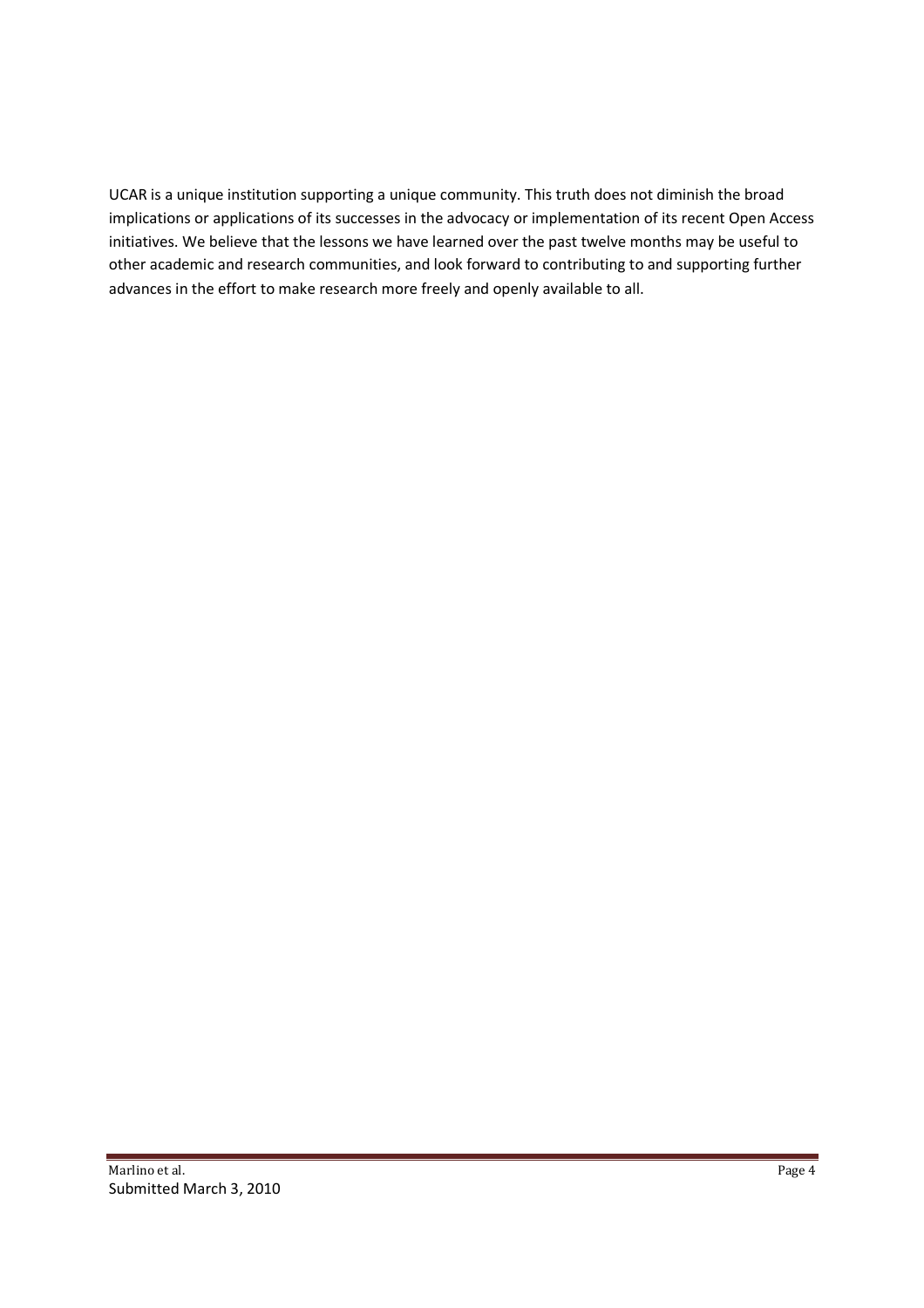UCAR is a unique institution supporting a unique community. This truth does not diminish the broad implications or applications of its successes in the advocacy or implementation of its recent Open Access initiatives. We believe that the lessons we have learned over the past twelve months may be useful to other academic and research communities, and look forward to contributing to and supporting further advances in the effort to make research more freely and openly available to all.